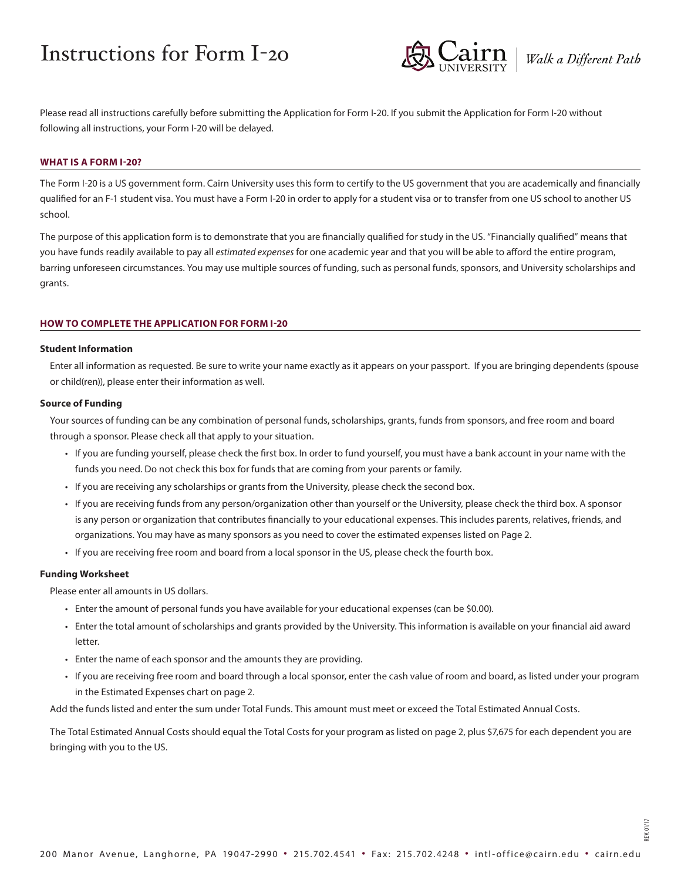# Instructions for Form I-20

Please read all instructions carefully before submitting the Application for Form I-20. If you submit the Application for Form I-20 without following all instructions, your Form I-20 will be delayed.

## WHAT IS A FORM I-20?

The Form I-20 is a US government form. Cairn University uses this form to certify to the US government that you are academically and financially qualified for an F-1 student visa. You must have a Form I-20 in order to apply for a student visa or to transfer from one US school to another US school.

The purpose of this application form is to demonstrate that you are financially qualified for study in the US. "Financially qualified" means that you have funds readily available to pay all *estimated expenses* for one academic year and that you will be able to afford the entire program, barring unforeseen circumstances. You may use multiple sources of funding, such as personal funds, sponsors, and University scholarships and grants.

## HOW TO COMPLETE THE APPLICATION FOR FORM I-20

### Student Information

Enter all information as requested. Be sure to write your name exactly as it appears on your passport. If you are bringing dependents (spouse or child(ren)), please enter their information as well.

### Source of Funding

Your sources of funding can be any combination of personal funds, scholarships, grants, funds from sponsors, and free room and board through a sponsor. Please check all that apply to your situation.

- If you are funding yourself, please check the first box. In order to fund yourself, you must have a bank account in your name with the funds you need. Do not check this box for funds that are coming from your parents or family.
- If you are receiving any scholarships or grants from the University, please check the second box.
- If you are receiving funds from any person/organization other than yourself or the University, please check the third box. A sponsor is any person or organization that contributes financially to your educational expenses. This includes parents, relatives, friends, and organizations. You may have as many sponsors as you need to cover the estimated expenses listed on Page 2.
- If you are receiving free room and board from a local sponsor in the US, please check the fourth box.

### Funding Worksheet

Please enter all amounts in US dollars.

- Enter the amount of personal funds you have available for your educational expenses (can be $0.00).
- Enter the total amount of scholarships and grants provided by the University. This information is available on your financial aid award letter.
- Enter the name of each sponsor and the amounts they are providing.
- If you are receiving free room and board through a local sponsor, enter the cash value of room and board, as listed under your program in the Estimated Expenses chart on page 2.

Add the funds listed and enter the sum under Total Funds. This amount must meet or exceed the Total Estimated Annual Costs.

The Total Estimated Annual Costs should equal the Total Costs for your program as listed on page 2, plus $7,675 for each dependent you are bringing with you to the US.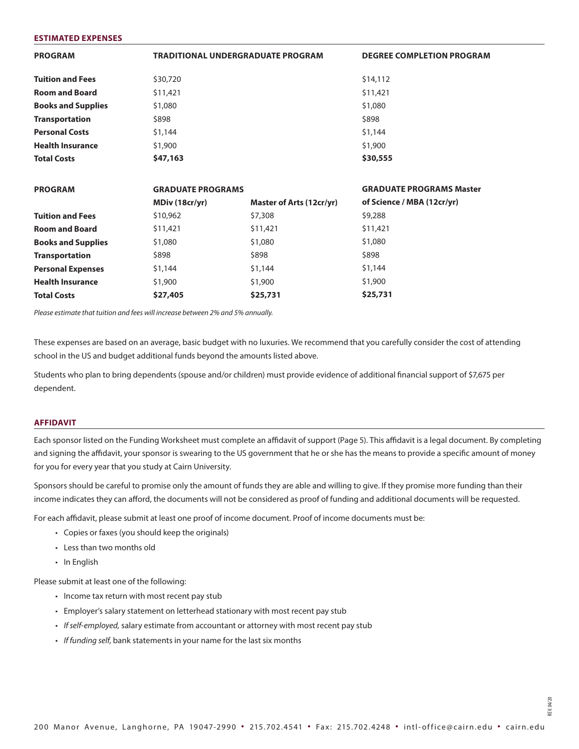## ESTIMATED EXPENSES

| PROGRAM | TRADITIONAL UNDERGRADUATE PROGRAM | DEGREE COMPLETION PROGRAM |
|---|---|---|
| **Tuition and Fees** | $30,720 | $14,112 |
| **Room and Board** | $11,421 | $11,421 |
| **Books and Supplies** | $1,080 | $1,080 |
| **Transportation** | $898 | $898 |
| **Personal Costs** | $1,144 | $1,144 |
| **Health Insurance** | $1,900 | $1,900 |
| **Total Costs** | **$47,163** | **$30,555** |

| PROGRAM | GRADUATE PROGRAMS | | GRADUATE PROGRAMS Master |
|---|---|---|---|
| | MDiv (18cr/yr) | Master of Arts (12cr/yr) | of Science / MBA (12cr/yr) |
| **Tuition and Fees** | $10,962 | $7,308 | $9,288 |
| **Room and Board** | $11,421 | $11,421 | $11,421 |
| **Books and Supplies** | $1,080 | $1,080 | $1,080 |
| **Transportation** | $898 | $898 | $898 |
| **Personal Expenses** | $1,144 | $1,144 | $1,144 |
| **Health Insurance** | $1,900 | $1,900 | $1,900 |
| **Total Costs** | **$27,405** | **$25,731** | **$25,731** |

*Please estimate that tuition and fees will increase between 2% and 5% annually.*

These expenses are based on an average, basic budget with no luxuries. We recommend that you carefully consider the cost of attending school in the US and budget additional funds beyond the amounts listed above.

Students who plan to bring dependents (spouse and/or children) must provide evidence of additional financial support of $7,675 per dependent.

## AFFIDAVIT

Each sponsor listed on the Funding Worksheet must complete an affidavit of support (Page 5). This affidavit is a legal document. By completing and signing the affidavit, your sponsor is swearing to the US government that he or she has the means to provide a specific amount of money for you for every year that you study at Cairn University.

Sponsors should be careful to promise only the amount of funds they are able and willing to give. If they promise more funding than their income indicates they can afford, the documents will not be considered as proof of funding and additional documents will be requested.

For each affidavit, please submit at least one proof of income document. Proof of income documents must be:

- Copies or faxes (you should keep the originals)
- Less than two months old
- In English

Please submit at least one of the following:

- Income tax return with most recent pay stub
- Employer's salary statement on letterhead stationary with most recent pay stub
- *If self-employed,* salary estimate from accountant or attorney with most recent pay stub
- *If funding self*, bank statements in your name for the last six months

200 Manor Avenue, Langhorne, PA 19047-2990 • 215.702.4541 • Fax: 215.702.4248 • intl-office@cairn.edu • cairn.edu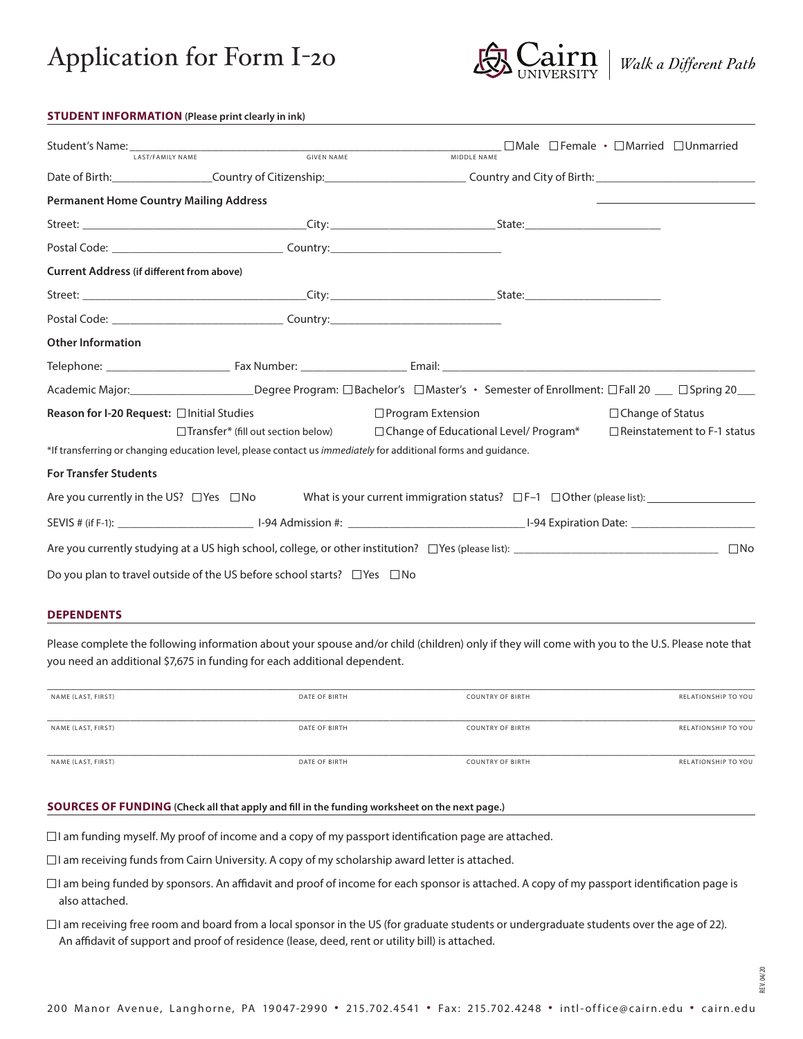# Application for Form I-20

Cairn UNIVERSITY | *Walk a Different Path*

## STUDENT INFORMATION (Please print clearly in ink)

Student's Name: ______________________ ______________________ ______________________ ☐Male ☐Female • ☐Married ☐Unmarried
LAST/FAMILY NAME GIVEN NAME MIDDLE NAME

Date of Birth: ________________ Country of Citizenship: ______________________ Country and City of Birth: ______________________

**Permanent Home Country Mailing Address**

Street: ______________________________ City: ______________________ State: ______________________

Postal Code: ______________________ Country: ______________________

**Current Address** (if different from above)

Street: ______________________________ City: ______________________ State: ______________________

Postal Code: ______________________ Country: ______________________

**Other Information**

Telephone: ________________ Fax Number: ________________ Email: ______________________________

Academic Major: ________________ Degree Program: ☐Bachelor's ☐Master's • Semester of Enrollment: ☐Fall 20 ___ ☐Spring 20___

**Reason for I-20 Request:** ☐Initial Studies ☐Program Extension ☐Change of Status ☐Transfer* (fill out section below) ☐Change of Educational Level/ Program* ☐Reinstatement to F-1 status

*If transferring or changing education level, please contact us *immediately* for additional forms and guidance.

**For Transfer Students**

Are you currently in the US? ☐Yes ☐No What is your current immigration status? ☐F–1 ☐Other (please list): ________________

SEVIS # (if F-1): ________________ I-94 Admission #: ______________________ I-94 Expiration Date: ________________

Are you currently studying at a US high school, college, or other institution? ☐Yes (please list): ______________________________ ☐No

Do you plan to travel outside of the US before school starts? ☐Yes ☐No

## DEPENDENTS

Please complete the following information about your spouse and/or child (children) only if they will come with you to the U.S. Please note that you need an additional $7,675 in funding for each additional dependent.

| NAME (LAST, FIRST) | DATE OF BIRTH | COUNTRY OF BIRTH | RELATIONSHIP TO YOU |
|---|---|---|---|
| | | | |
| | | | |
| | | | |

## SOURCES OF FUNDING (Check all that apply and fill in the funding worksheet on the next page.)

☐ I am funding myself. My proof of income and a copy of my passport identification page are attached.

☐ I am receiving funds from Cairn University. A copy of my scholarship award letter is attached.

☐ I am being funded by sponsors. An affidavit and proof of income for each sponsor is attached. A copy of my passport identification page is also attached.

☐ I am receiving free room and board from a local sponsor in the US (for graduate students or undergraduate students over the age of 22). An affidavit of support and proof of residence (lease, deed, rent or utility bill) is attached.

REV. 04/20

200 Manor Avenue, Langhorne, PA 19047-2990 • 215.702.4541 • Fax: 215.702.4248 • intl-office@cairn.edu • cairn.edu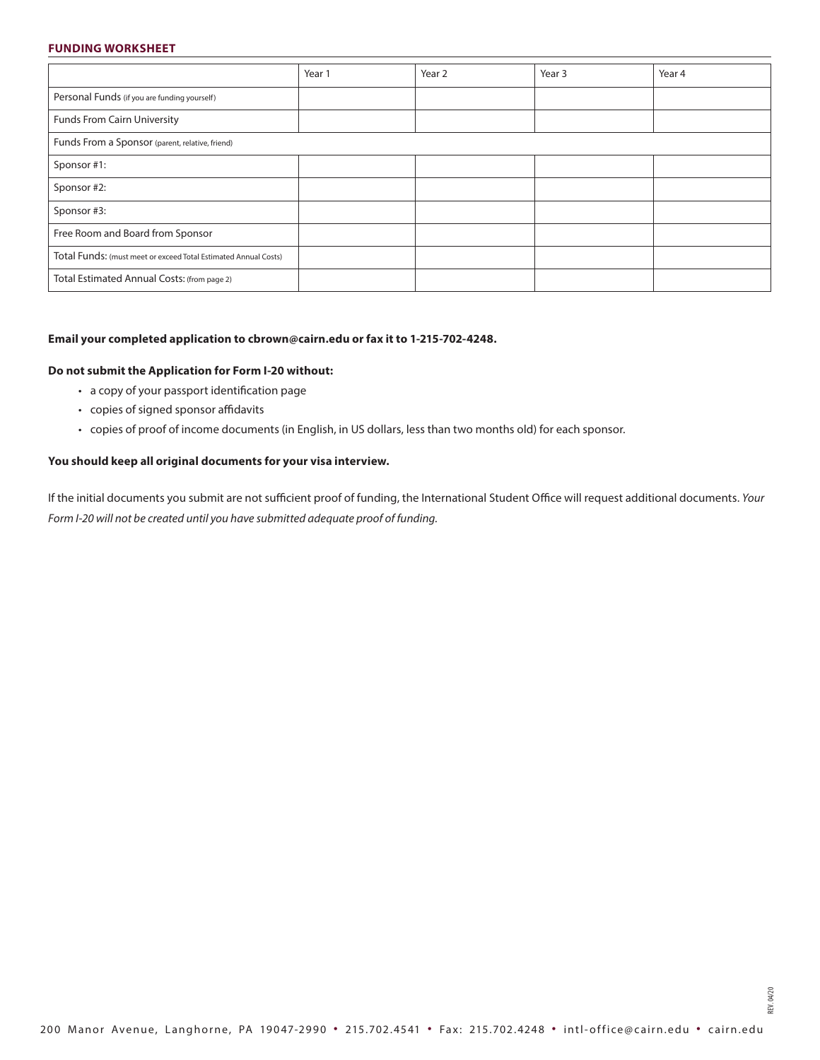## FUNDING WORKSHEET

| | Year 1 | Year 2 | Year 3 | Year 4 |
|---|---|---|---|---|
| Personal Funds (if you are funding yourself) | | | | |
| Funds From Cairn University | | | | |
| Funds From a Sponsor (parent, relative, friend) | | | | |
| Sponsor #1: | | | | |
| Sponsor #2: | | | | |
| Sponsor #3: | | | | |
| Free Room and Board from Sponsor | | | | |
| Total Funds: (must meet or exceed Total Estimated Annual Costs) | | | | |
| Total Estimated Annual Costs: (from page 2) | | | | |

**Email your completed application to cbrown@cairn.edu or fax it to 1-215-702-4248.**

**Do not submit the Application for Form I-20 without:**

- a copy of your passport identification page
- copies of signed sponsor affidavits
- copies of proof of income documents (in English, in US dollars, less than two months old) for each sponsor.

**You should keep all original documents for your visa interview.**

If the initial documents you submit are not sufficient proof of funding, the International Student Office will request additional documents. *Your Form I-20 will not be created until you have submitted adequate proof of funding.*

REV. 04/20

200 Manor Avenue, Langhorne, PA 19047-2990 • 215.702.4541 • Fax: 215.702.4248 • intl-office@cairn.edu • cairn.edu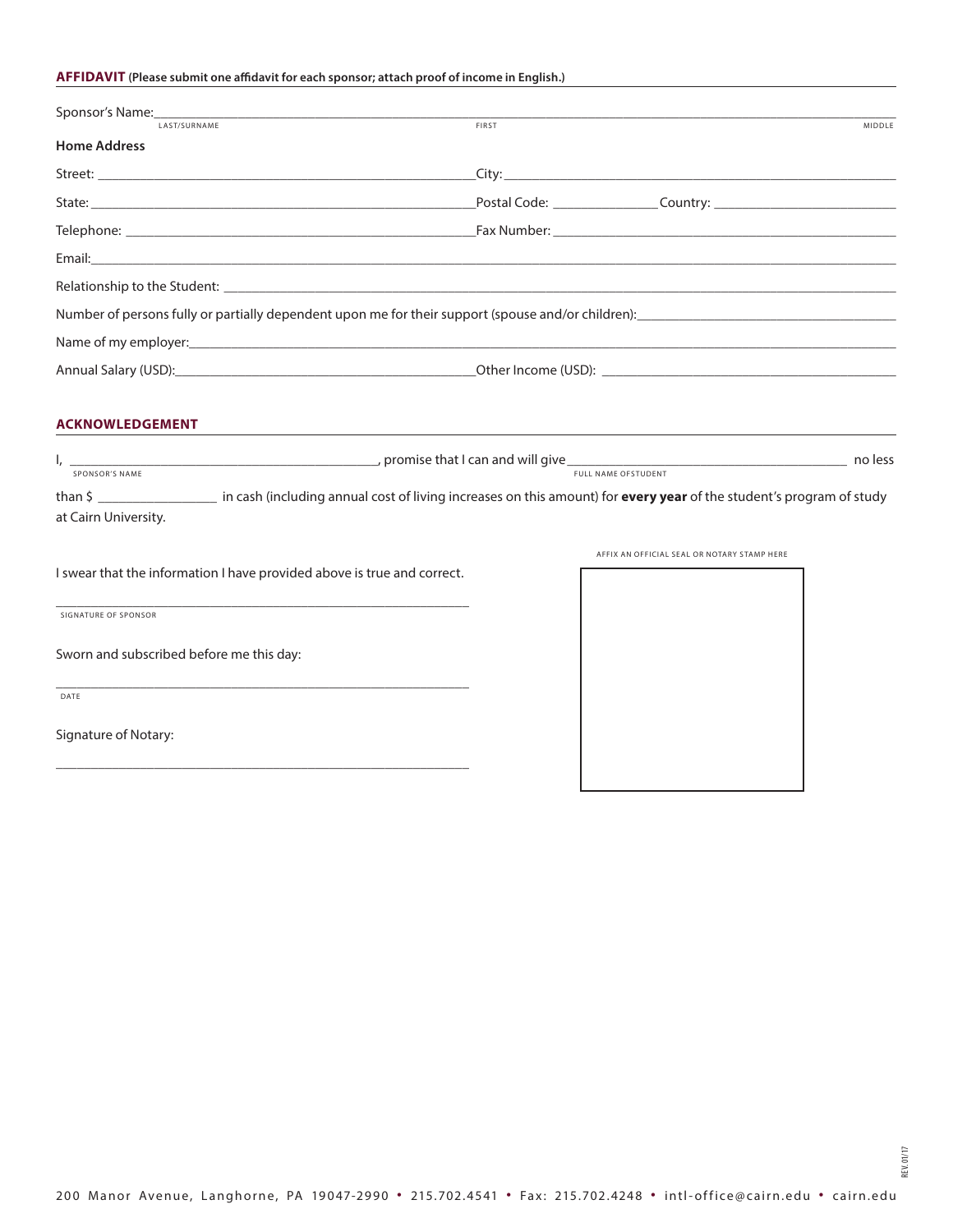## AFFIDAVIT **(Please submit one affidavit for each sponsor; attach proof of income in English.)**

Sponsor's Name:______________________________________________________________________________
LAST/SURNAME FIRST MIDDLE

**Home Address**

Street: ______________________________ City: ______________________________

State: ______________________________ Postal Code: ______________ Country: ______________________

Telephone: ______________________________ Fax Number: ______________________________

Email: ______________________________________________________________________________

Relationship to the Student: ______________________________________________________________________________

Number of persons fully or partially dependent upon me for their support (spouse and/or children): ______________________________

Name of my employer: ______________________________________________________________________________

Annual Salary (USD): ______________________________ Other Income (USD): ______________________________

## ACKNOWLEDGEMENT

I, ______________________________ , promise that I can and will give ______________________________ no less
SPONSOR'S NAME FULL NAME OFSTUDENT

than $ ______________ in cash (including annual cost of living increases on this amount) for **every year** of the student's program of study at Cairn University.

I swear that the information I have provided above is true and correct.

______________________________
SIGNATURE OF SPONSOR

Sworn and subscribed before me this day:

______________________________
DATE

Signature of Notary:

______________________________

AFFIX AN OFFICIAL SEAL OR NOTARY STAMP HERE

REV. 01/17

200 Manor Avenue, Langhorne, PA 19047-2990 • 215.702.4541 • Fax: 215.702.4248 • intl-office@cairn.edu • cairn.edu